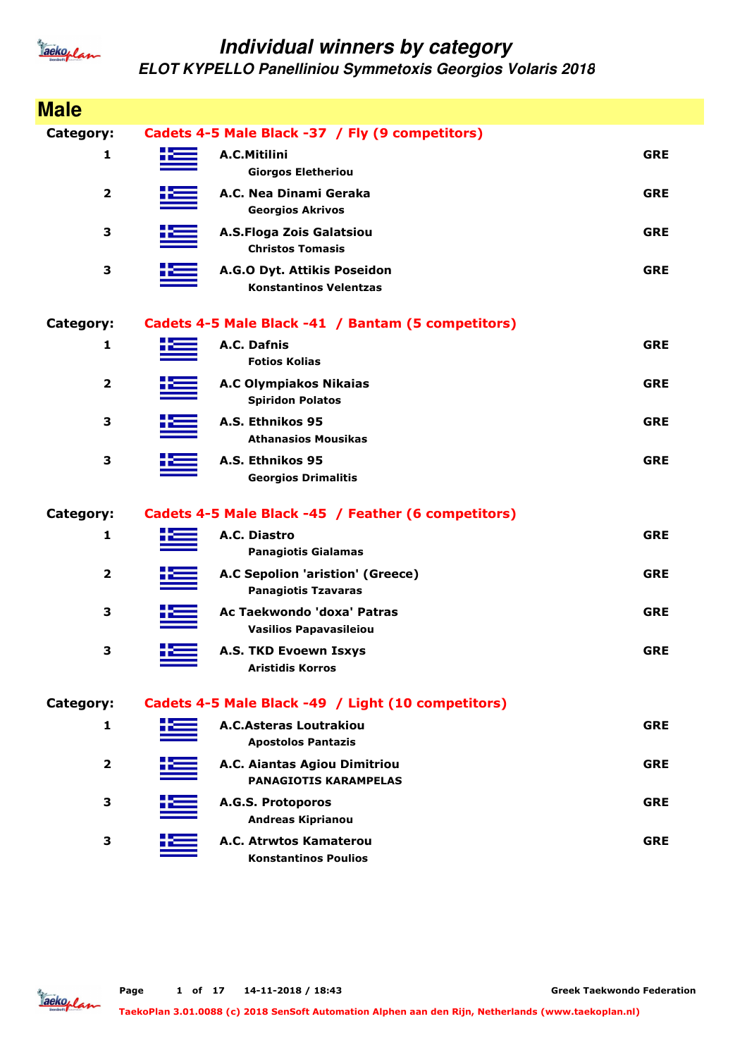# Individual winners by category

## ELOT KYPELLO Panelliniou Symmetoxis Georgios Volaris 2018

## Male

**Category: Cadets 4-5 Male Black -37 / Fly (9 competitors)**

| Place | Club / Name | Country |
|---|---|---|
| 1 | **A.C.Mitilini**<br>Giorgos Eletheriou | GRE |
| 2 | **A.C. Nea Dinami Geraka**<br>Georgios Akrivos | GRE |
| 3 | **A.S.Floga Zois Galatsiou**<br>Christos Tomasis | GRE |
| 3 | **A.G.O Dyt. Attikis Poseidon**<br>Konstantinos Velentzas | GRE |

**Category: Cadets 4-5 Male Black -41 / Bantam (5 competitors)**

| Place | Club / Name | Country |
|---|---|---|
| 1 | **A.C. Dafnis**<br>Fotios Kolias | GRE |
| 2 | **A.C Olympiakos Nikaias**<br>Spiridon Polatos | GRE |
| 3 | **A.S. Ethnikos 95**<br>Athanasios Mousikas | GRE |
| 3 | **A.S. Ethnikos 95**<br>Georgios Drimalitis | GRE |

**Category: Cadets 4-5 Male Black -45 / Feather (6 competitors)**

| Place | Club / Name | Country |
|---|---|---|
| 1 | **A.C. Diastro**<br>Panagiotis Gialamas | GRE |
| 2 | **A.C Sepolion 'aristion' (Greece)**<br>Panagiotis Tzavaras | GRE |
| 3 | **Ac Taekwondo 'doxa' Patras**<br>Vasilios Papavasileiou | GRE |
| 3 | **A.S. TKD Evoewn Isxys**<br>Aristidis Korros | GRE |

**Category: Cadets 4-5 Male Black -49 / Light (10 competitors)**

| Place | Club / Name | Country |
|---|---|---|
| 1 | **A.C.Asteras Loutrakiou**<br>Apostolos Pantazis | GRE |
| 2 | **A.C. Aiantas Agiou Dimitriou**<br>PANAGIOTIS KARAMPELAS | GRE |
| 3 | **A.G.S. Protoporos**<br>Andreas Kiprianou | GRE |
| 3 | **A.C. Atrwtos Kamaterou**<br>Konstantinos Poulios | GRE |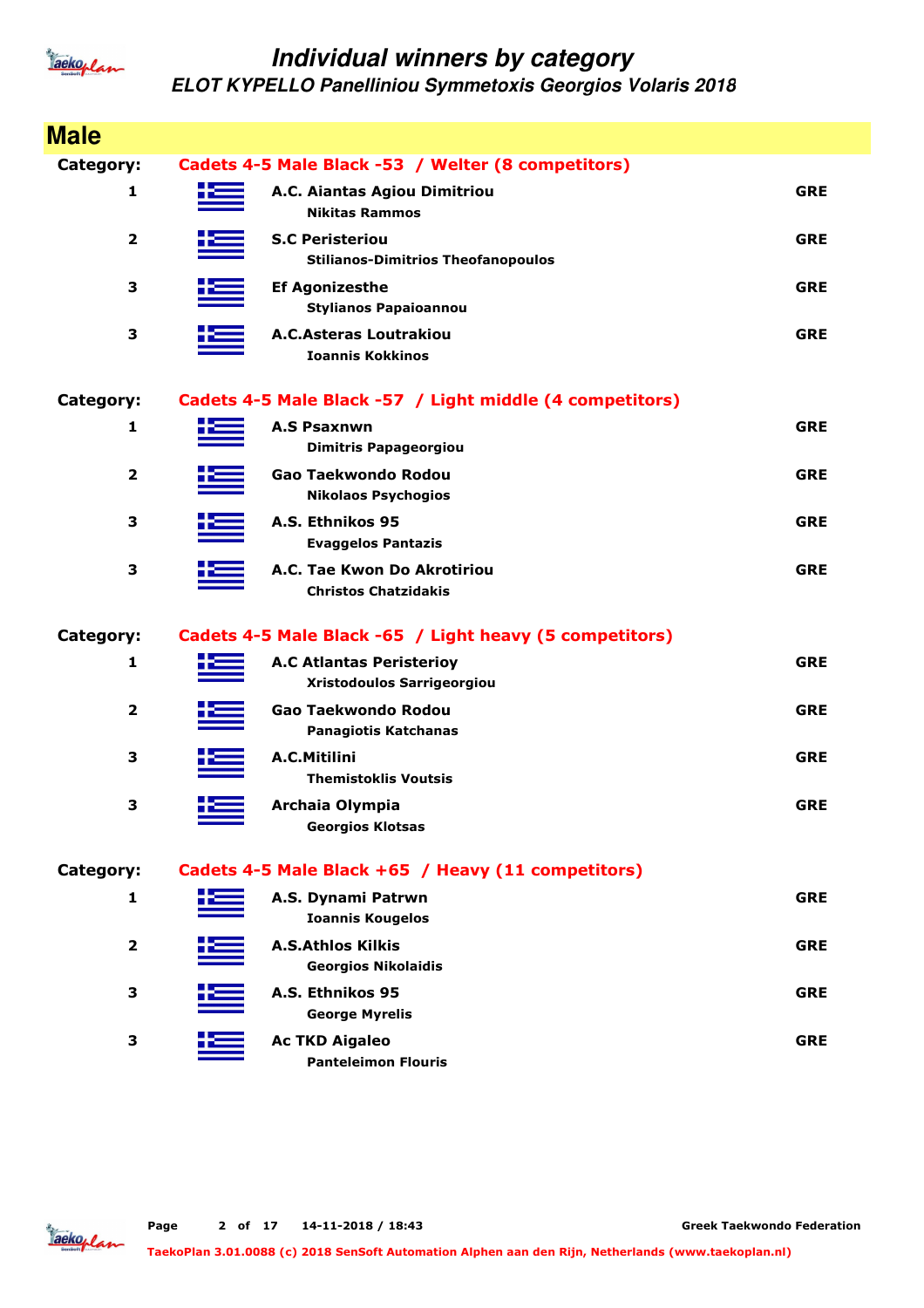# Individual winners by category

## ELOT KYPELLO Panelliniou Symmetoxis Georgios Volaris 2018

## Male

**Category: Cadets 4-5 Male Black -53 / Welter (8 competitors)**

| Place | Club / Athlete | Country |
|---|---|---|
| 1 | **A.C. Aiantas Agiou Dimitriou**<br>Nikitas Rammos | GRE |
| 2 | **S.C Peristeriou**<br>Stilianos-Dimitrios Theofanopoulos | GRE |
| 3 | **Ef Agonizesthe**<br>Stylianos Papaioannou | GRE |
| 3 | **A.C.Asteras Loutrakiou**<br>Ioannis Kokkinos | GRE |

**Category: Cadets 4-5 Male Black -57 / Light middle (4 competitors)**

| Place | Club / Athlete | Country |
|---|---|---|
| 1 | **A.S Psaxnwn**<br>Dimitris Papageorgiou | GRE |
| 2 | **Gao Taekwondo Rodou**<br>Nikolaos Psychogios | GRE |
| 3 | **A.S. Ethnikos 95**<br>Evaggelos Pantazis | GRE |
| 3 | **A.C. Tae Kwon Do Akrotiriou**<br>Christos Chatzidakis | GRE |

**Category: Cadets 4-5 Male Black -65 / Light heavy (5 competitors)**

| Place | Club / Athlete | Country |
|---|---|---|
| 1 | **A.C Atlantas Peristerioy**<br>Xristodoulos Sarrigeorgiou | GRE |
| 2 | **Gao Taekwondo Rodou**<br>Panagiotis Katchanas | GRE |
| 3 | **A.C.Mitilini**<br>Themistoklis Voutsis | GRE |
| 3 | **Archaia Olympia**<br>Georgios Klotsas | GRE |

**Category: Cadets 4-5 Male Black +65 / Heavy (11 competitors)**

| Place | Club / Athlete | Country |
|---|---|---|
| 1 | **A.S. Dynami Patrwn**<br>Ioannis Kougelos | GRE |
| 2 | **A.S.Athlos Kilkis**<br>Georgios Nikolaidis | GRE |
| 3 | **A.S. Ethnikos 95**<br>George Myrelis | GRE |
| 3 | **Ac TKD Aigaleo**<br>Panteleimon Flouris | GRE |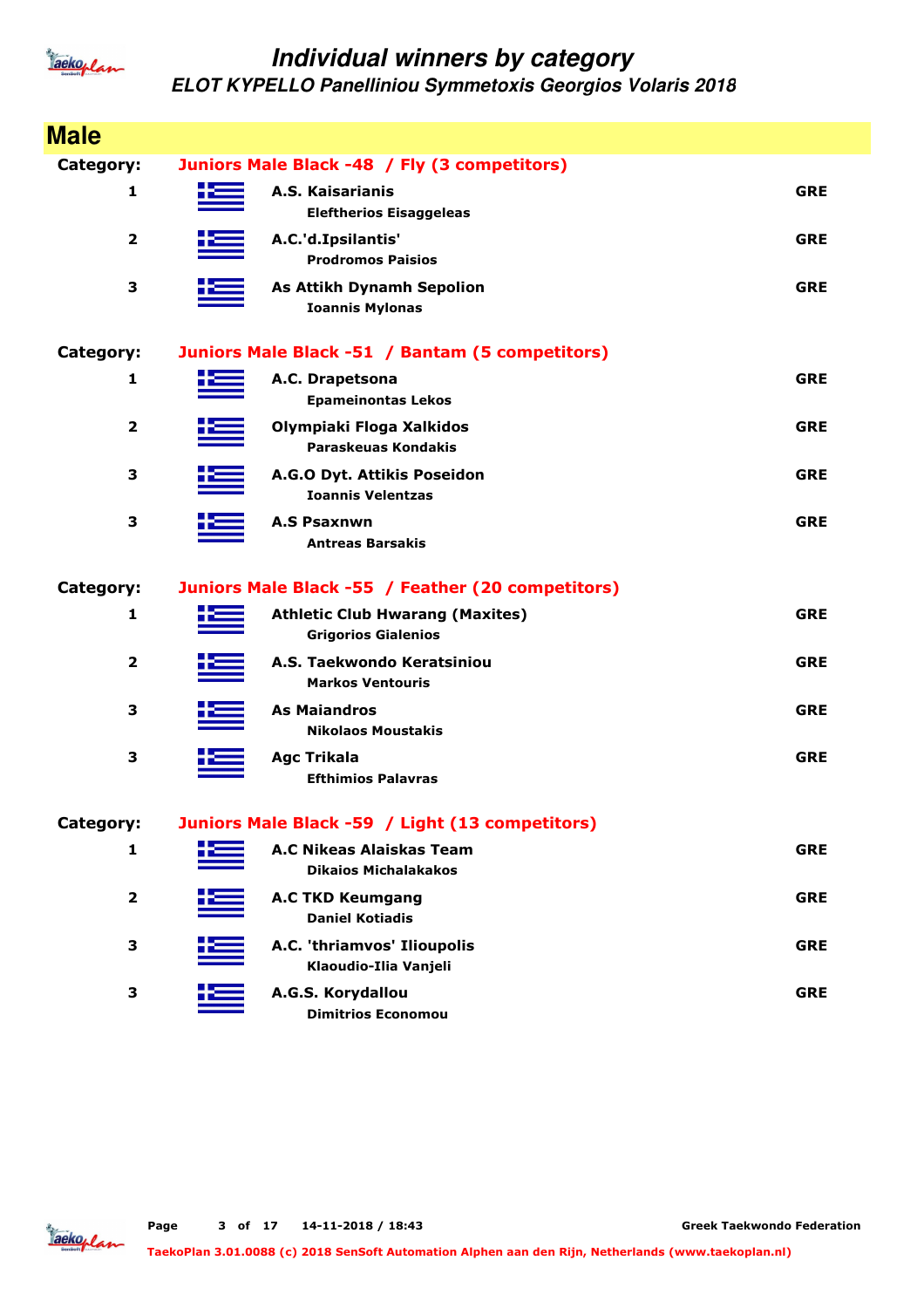# Individual winners by category

## ELOT KYPELLO Panelliniou Symmetoxis Georgios Volaris 2018

## Male

**Category: Juniors Male Black -48 / Fly (3 competitors)**

| Place | Club / Name | Country |
|---|---|---|
| 1 | **A.S. Kaisarianis**<br>Eleftherios Eisaggeleas | GRE |
| 2 | **A.C.'d.Ipsilantis'**<br>Prodromos Paisios | GRE |
| 3 | **As Attikh Dynamh Sepolion**<br>Ioannis Mylonas | GRE |

**Category: Juniors Male Black -51 / Bantam (5 competitors)**

| Place | Club / Name | Country |
|---|---|---|
| 1 | **A.C. Drapetsona**<br>Epameinontas Lekos | GRE |
| 2 | **Olympiaki Floga Xalkidos**<br>Paraskeuas Kondakis | GRE |
| 3 | **A.G.O Dyt. Attikis Poseidon**<br>Ioannis Velentzas | GRE |
| 3 | **A.S Psaxnwn**<br>Antreas Barsakis | GRE |

**Category: Juniors Male Black -55 / Feather (20 competitors)**

| Place | Club / Name | Country |
|---|---|---|
| 1 | **Athletic Club Hwarang (Maxites)**<br>Grigorios Gialenios | GRE |
| 2 | **A.S. Taekwondo Keratsiniou**<br>Markos Ventouris | GRE |
| 3 | **As Maiandros**<br>Nikolaos Moustakis | GRE |
| 3 | **Agc Trikala**<br>Efthimios Palavras | GRE |

**Category: Juniors Male Black -59 / Light (13 competitors)**

| Place | Club / Name | Country |
|---|---|---|
| 1 | **A.C Nikeas Alaiskas Team**<br>Dikaios Michalakakos | GRE |
| 2 | **A.C TKD Keumgang**<br>Daniel Kotiadis | GRE |
| 3 | **A.C. 'thriamvos' Ilioupolis**<br>Klaoudio-Ilia Vanjeli | GRE |
| 3 | **A.G.S. Korydallou**<br>Dimitrios Economou | GRE |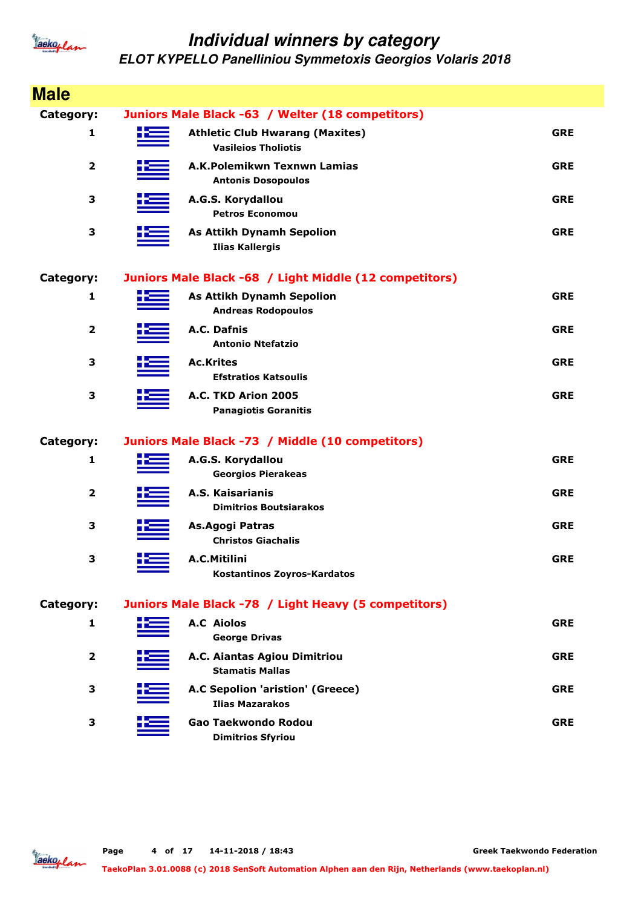# Individual winners by category

## ELOT KYPELLO Panelliniou Symmetoxis Georgios Volaris 2018

## Male

**Category: Juniors Male Black -63 / Welter (18 competitors)**

| Place | Club / Name | Country |
|---|---|---|
| 1 | **Athletic Club Hwarang (Maxites)**<br>Vasileios Tholiotis | GRE |
| 2 | **A.K.Polemikwn Texnwn Lamias**<br>Antonis Dosopoulos | GRE |
| 3 | **A.G.S. Korydallou**<br>Petros Economou | GRE |
| 3 | **As Attikh Dynamh Sepolion**<br>Ilias Kallergis | GRE |

**Category: Juniors Male Black -68 / Light Middle (12 competitors)**

| Place | Club / Name | Country |
|---|---|---|
| 1 | **As Attikh Dynamh Sepolion**<br>Andreas Rodopoulos | GRE |
| 2 | **A.C. Dafnis**<br>Antonio Ntefatzio | GRE |
| 3 | **Ac.Krites**<br>Efstratios Katsoulis | GRE |
| 3 | **A.C. TKD Arion 2005**<br>Panagiotis Goranitis | GRE |

**Category: Juniors Male Black -73 / Middle (10 competitors)**

| Place | Club / Name | Country |
|---|---|---|
| 1 | **A.G.S. Korydallou**<br>Georgios Pierakeas | GRE |
| 2 | **A.S. Kaisarianis**<br>Dimitrios Boutsiarakos | GRE |
| 3 | **As.Agogi Patras**<br>Christos Giachalis | GRE |
| 3 | **A.C.Mitilini**<br>Kostantinos Zoyros-Kardatos | GRE |

**Category: Juniors Male Black -78 / Light Heavy (5 competitors)**

| Place | Club / Name | Country |
|---|---|---|
| 1 | **A.C Aiolos**<br>George Drivas | GRE |
| 2 | **A.C. Aiantas Agiou Dimitriou**<br>Stamatis Mallas | GRE |
| 3 | **A.C Sepolion 'aristion' (Greece)**<br>Ilias Mazarakos | GRE |
| 3 | **Gao Taekwondo Rodou**<br>Dimitrios Sfyriou | GRE |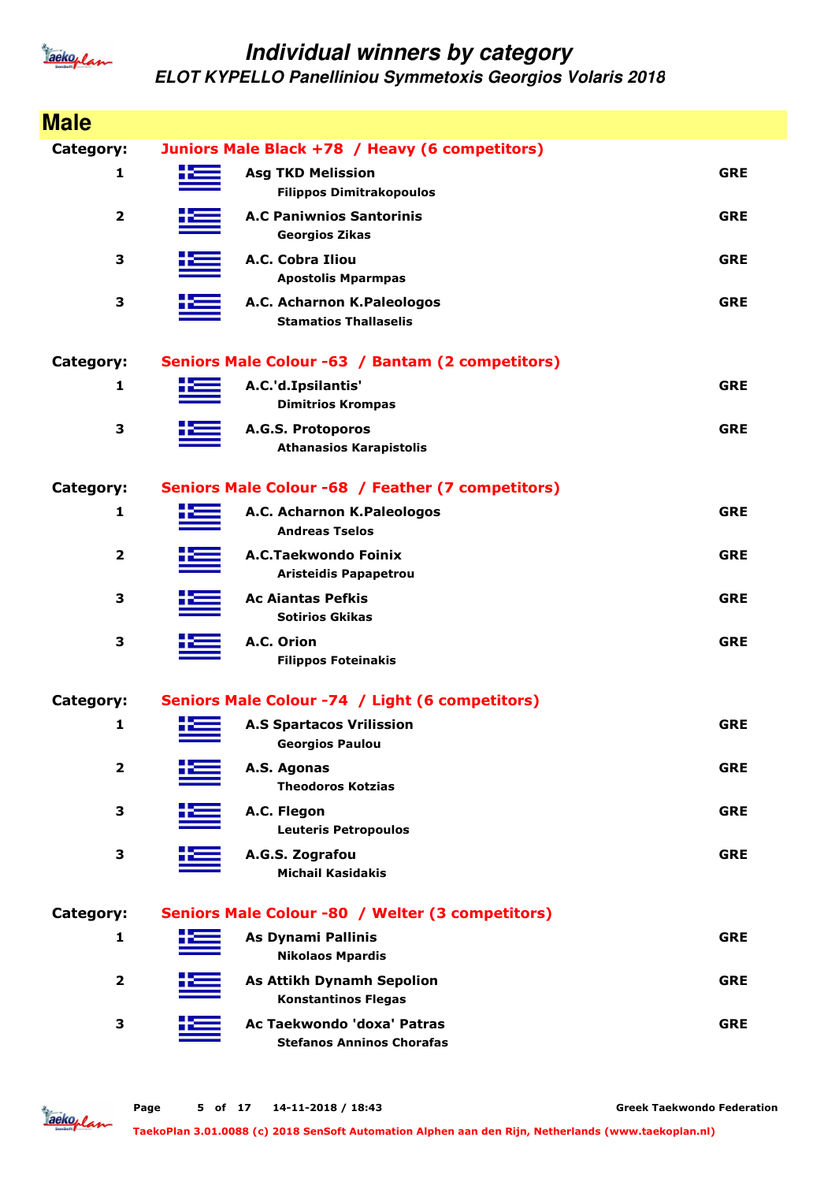# Individual winners by category

## ELOT KYPELLO Panelliniou Symmetoxis Georgios Volaris 2018

## Male

**Category: Juniors Male Black +78 / Heavy (6 competitors)**

| Place | Club / Name | Country |
|---|---|---|
| 1 | **Asg TKD Melission**<br>Filippos Dimitrakopoulos | GRE |
| 2 | **A.C Paniwnios Santorinis**<br>Georgios Zikas | GRE |
| 3 | **A.C. Cobra Iliou**<br>Apostolis Mparmpas | GRE |
| 3 | **A.C. Acharnon K.Paleologos**<br>Stamatios Thallaselis | GRE |

**Category: Seniors Male Colour -63 / Bantam (2 competitors)**

| Place | Club / Name | Country |
|---|---|---|
| 1 | **A.C.'d.Ipsilantis'**<br>Dimitrios Krompas | GRE |
| 3 | **A.G.S. Protoporos**<br>Athanasios Karapistolis | GRE |

**Category: Seniors Male Colour -68 / Feather (7 competitors)**

| Place | Club / Name | Country |
|---|---|---|
| 1 | **A.C. Acharnon K.Paleologos**<br>Andreas Tselos | GRE |
| 2 | **A.C.Taekwondo Foinix**<br>Aristeidis Papapetrou | GRE |
| 3 | **Ac Aiantas Pefkis**<br>Sotirios Gkikas | GRE |
| 3 | **A.C. Orion**<br>Filippos Foteinakis | GRE |

**Category: Seniors Male Colour -74 / Light (6 competitors)**

| Place | Club / Name | Country |
|---|---|---|
| 1 | **A.S Spartacos Vrilission**<br>Georgios Paulou | GRE |
| 2 | **A.S. Agonas**<br>Theodoros Kotzias | GRE |
| 3 | **A.C. Flegon**<br>Leuteris Petropoulos | GRE |
| 3 | **A.G.S. Zografou**<br>Michail Kasidakis | GRE |

**Category: Seniors Male Colour -80 / Welter (3 competitors)**

| Place | Club / Name | Country |
|---|---|---|
| 1 | **As Dynami Pallinis**<br>Nikolaos Mpardis | GRE |
| 2 | **As Attikh Dynamh Sepolion**<br>Konstantinos Flegas | GRE |
| 3 | **Ac Taekwondo 'doxa' Patras**<br>Stefanos Anninos Chorafas | GRE |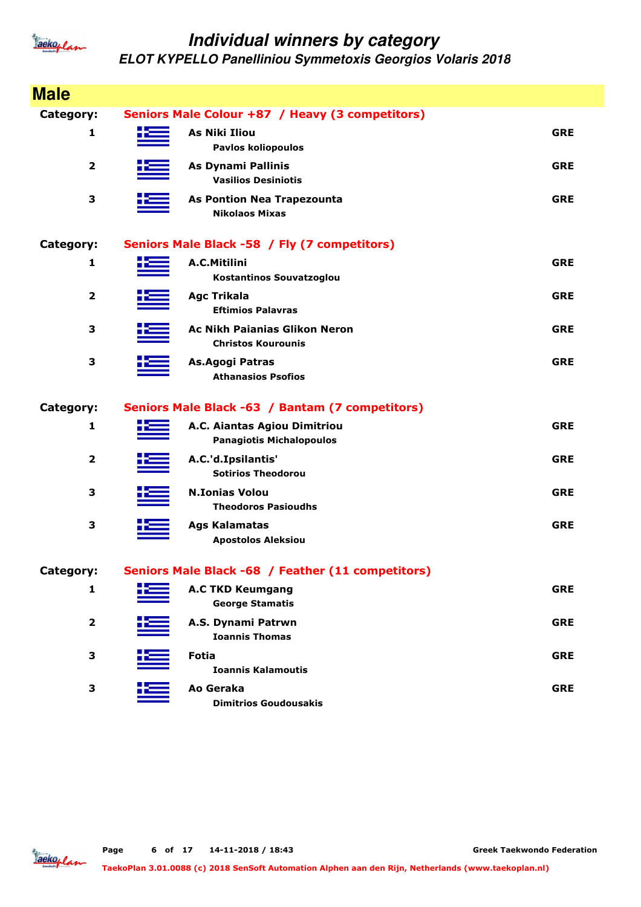# Individual winners by category

## ELOT KYPELLO Panelliniou Symmetoxis Georgios Volaris 2018

## Male

**Category: Seniors Male Colour +87 / Heavy (3 competitors)**

| Place | Club / Name | Country |
|---|---|---|
| 1 | **As Niki Iliou**<br>Pavlos koliopoulos | GRE |
| 2 | **As Dynami Pallinis**<br>Vasilios Desiniotis | GRE |
| 3 | **As Pontion Nea Trapezounta**<br>Nikolaos Mixas | GRE |

**Category: Seniors Male Black -58 / Fly (7 competitors)**

| Place | Club / Name | Country |
|---|---|---|
| 1 | **A.C.Mitilini**<br>Kostantinos Souvatzoglou | GRE |
| 2 | **Agc Trikala**<br>Eftimios Palavras | GRE |
| 3 | **Ac Nikh Paianias Glikon Neron**<br>Christos Kourounis | GRE |
| 3 | **As.Agogi Patras**<br>Athanasios Psofios | GRE |

**Category: Seniors Male Black -63 / Bantam (7 competitors)**

| Place | Club / Name | Country |
|---|---|---|
| 1 | **A.C. Aiantas Agiou Dimitriou**<br>Panagiotis Michalopoulos | GRE |
| 2 | **A.C.'d.Ipsilantis'**<br>Sotirios Theodorou | GRE |
| 3 | **N.Ionias Volou**<br>Theodoros Pasioudhs | GRE |
| 3 | **Ags Kalamatas**<br>Apostolos Aleksiou | GRE |

**Category: Seniors Male Black -68 / Feather (11 competitors)**

| Place | Club / Name | Country |
|---|---|---|
| 1 | **A.C TKD Keumgang**<br>George Stamatis | GRE |
| 2 | **A.S. Dynami Patrwn**<br>Ioannis Thomas | GRE |
| 3 | **Fotia**<br>Ioannis Kalamoutis | GRE |
| 3 | **Ao Geraka**<br>Dimitrios Goudousakis | GRE |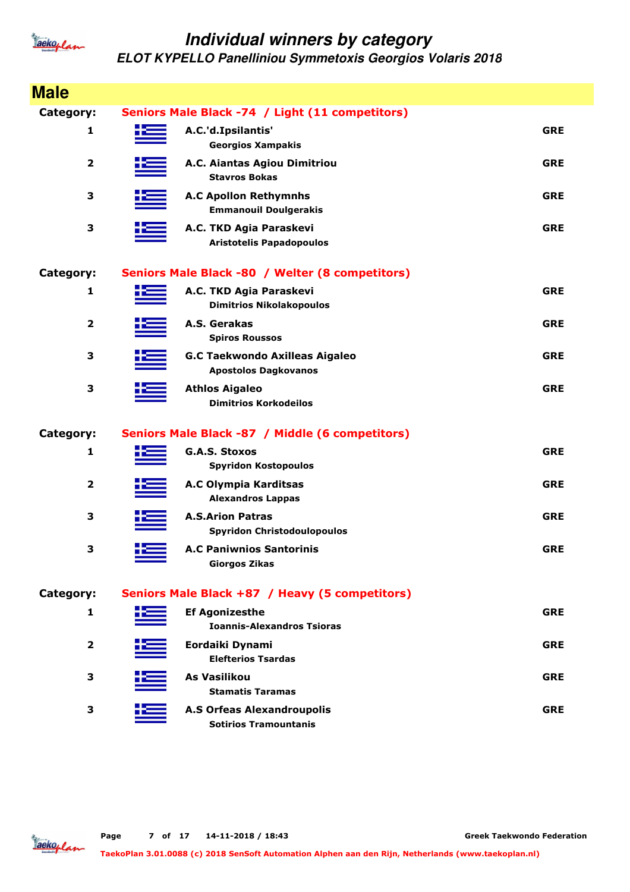# Individual winners by category

## ELOT KYPELLO Panelliniou Symmetoxis Georgios Volaris 2018

## Male

**Category: Seniors Male Black -74 / Light (11 competitors)**

| Place | Club / Name | Country |
|---|---|---|
| 1 | A.C.'d.Ipsilantis'<br>**Georgios Xampakis** | GRE |
| 2 | A.C. Aiantas Agiou Dimitriou<br>**Stavros Bokas** | GRE |
| 3 | A.C Apollon Rethymnhs<br>**Emmanouil Doulgerakis** | GRE |
| 3 | A.C. TKD Agia Paraskevi<br>**Aristotelis Papadopoulos** | GRE |

**Category: Seniors Male Black -80 / Welter (8 competitors)**

| Place | Club / Name | Country |
|---|---|---|
| 1 | A.C. TKD Agia Paraskevi<br>**Dimitrios Nikolakopoulos** | GRE |
| 2 | A.S. Gerakas<br>**Spiros Roussos** | GRE |
| 3 | G.C Taekwondo Axilleas Aigaleo<br>**Apostolos Dagkovanos** | GRE |
| 3 | Athlos Aigaleo<br>**Dimitrios Korkodeilos** | GRE |

**Category: Seniors Male Black -87 / Middle (6 competitors)**

| Place | Club / Name | Country |
|---|---|---|
| 1 | G.A.S. Stoxos<br>**Spyridon Kostopoulos** | GRE |
| 2 | A.C Olympia Karditsas<br>**Alexandros Lappas** | GRE |
| 3 | A.S.Arion Patras<br>**Spyridon Christodoulopoulos** | GRE |
| 3 | A.C Paniwnios Santorinis<br>**Giorgos Zikas** | GRE |

**Category: Seniors Male Black +87 / Heavy (5 competitors)**

| Place | Club / Name | Country |
|---|---|---|
| 1 | Ef Agonizesthe<br>**Ioannis-Alexandros Tsioras** | GRE |
| 2 | Eordaiki Dynami<br>**Elefterios Tsardas** | GRE |
| 3 | As Vasilikou<br>**Stamatis Taramas** | GRE |
| 3 | A.S Orfeas Alexandroupolis<br>**Sotirios Tramountanis** | GRE |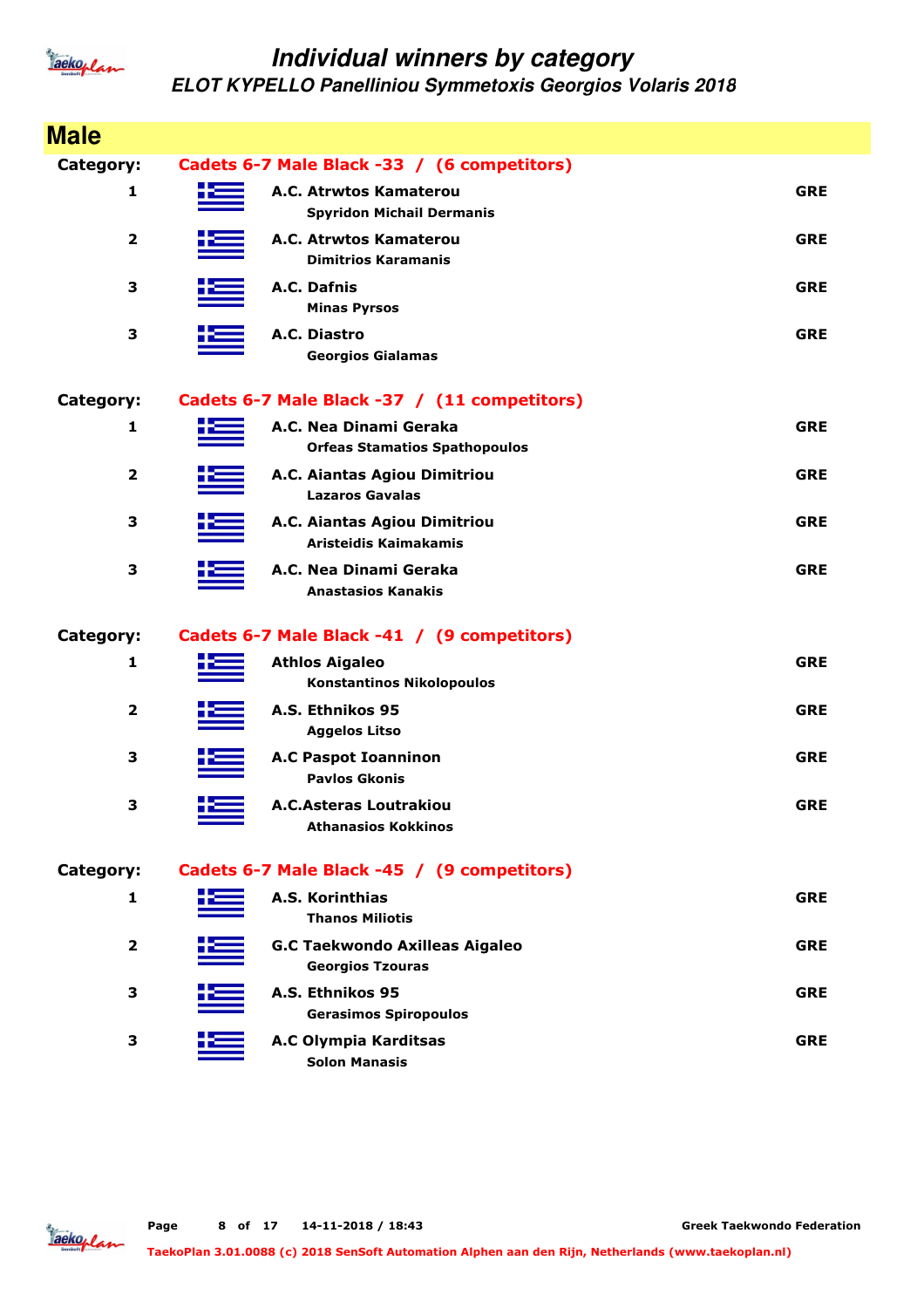# Individual winners by category

## ELOT KYPELLO Panelliniou Symmetoxis Georgios Volaris 2018

## Male

**Category: Cadets 6-7 Male Black -33 / (6 competitors)**

| Place | Club / Name | Country |
|---|---|---|
| 1 | A.C. Atrwtos Kamaterou<br>Spyridon Michail Dermanis | GRE |
| 2 | A.C. Atrwtos Kamaterou<br>Dimitrios Karamanis | GRE |
| 3 | A.C. Dafnis<br>Minas Pyrsos | GRE |
| 3 | A.C. Diastro<br>Georgios Gialamas | GRE |

**Category: Cadets 6-7 Male Black -37 / (11 competitors)**

| Place | Club / Name | Country |
|---|---|---|
| 1 | A.C. Nea Dinami Geraka<br>Orfeas Stamatios Spathopoulos | GRE |
| 2 | A.C. Aiantas Agiou Dimitriou<br>Lazaros Gavalas | GRE |
| 3 | A.C. Aiantas Agiou Dimitriou<br>Aristeidis Kaimakamis | GRE |
| 3 | A.C. Nea Dinami Geraka<br>Anastasios Kanakis | GRE |

**Category: Cadets 6-7 Male Black -41 / (9 competitors)**

| Place | Club / Name | Country |
|---|---|---|
| 1 | Athlos Aigaleo<br>Konstantinos Nikolopoulos | GRE |
| 2 | A.S. Ethnikos 95<br>Aggelos Litso | GRE |
| 3 | A.C Paspot Ioanninon<br>Pavlos Gkonis | GRE |
| 3 | A.C.Asteras Loutrakiou<br>Athanasios Kokkinos | GRE |

**Category: Cadets 6-7 Male Black -45 / (9 competitors)**

| Place | Club / Name | Country |
|---|---|---|
| 1 | A.S. Korinthias<br>Thanos Miliotis | GRE |
| 2 | G.C Taekwondo Axilleas Aigaleo<br>Georgios Tzouras | GRE |
| 3 | A.S. Ethnikos 95<br>Gerasimos Spiropoulos | GRE |
| 3 | A.C Olympia Karditsas<br>Solon Manasis | GRE |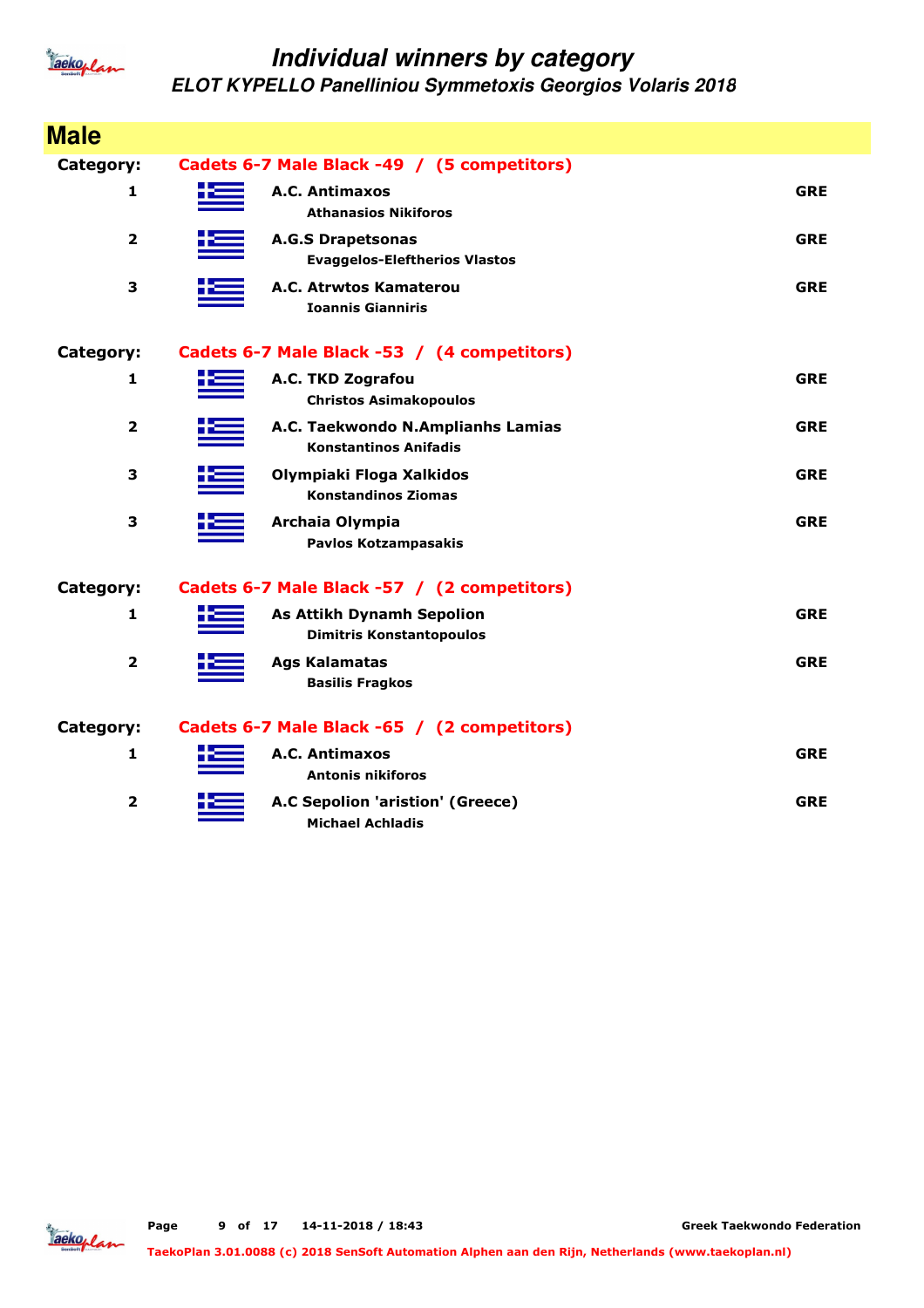# Individual winners by category

## ELOT KYPELLO Panelliniou Symmetoxis Georgios Volaris 2018

## Male

**Category: Cadets 6-7 Male Black -49 / (5 competitors)**

| Place | Club / Name | Country |
|---|---|---|
| 1 | **A.C. Antimaxos**<br>Athanasios Nikiforos | GRE |
| 2 | **A.G.S Drapetsonas**<br>Evaggelos-Eleftherios Vlastos | GRE |
| 3 | **A.C. Atrwtos Kamaterou**<br>Ioannis Gianniris | GRE |

**Category: Cadets 6-7 Male Black -53 / (4 competitors)**

| Place | Club / Name | Country |
|---|---|---|
| 1 | **A.C. TKD Zografou**<br>Christos Asimakopoulos | GRE |
| 2 | **A.C. Taekwondo N.Amplianhs Lamias**<br>Konstantinos Anifadis | GRE |
| 3 | **Olympiaki Floga Xalkidos**<br>Konstandinos Ziomas | GRE |
| 3 | **Archaia Olympia**<br>Pavlos Kotzampasakis | GRE |

**Category: Cadets 6-7 Male Black -57 / (2 competitors)**

| Place | Club / Name | Country |
|---|---|---|
| 1 | **As Attikh Dynamh Sepolion**<br>Dimitris Konstantopoulos | GRE |
| 2 | **Ags Kalamatas**<br>Basilis Fragkos | GRE |

**Category: Cadets 6-7 Male Black -65 / (2 competitors)**

| Place | Club / Name | Country |
|---|---|---|
| 1 | **A.C. Antimaxos**<br>Antonis nikiforos | GRE |
| 2 | **A.C Sepolion 'aristion' (Greece)**<br>Michael Achladis | GRE |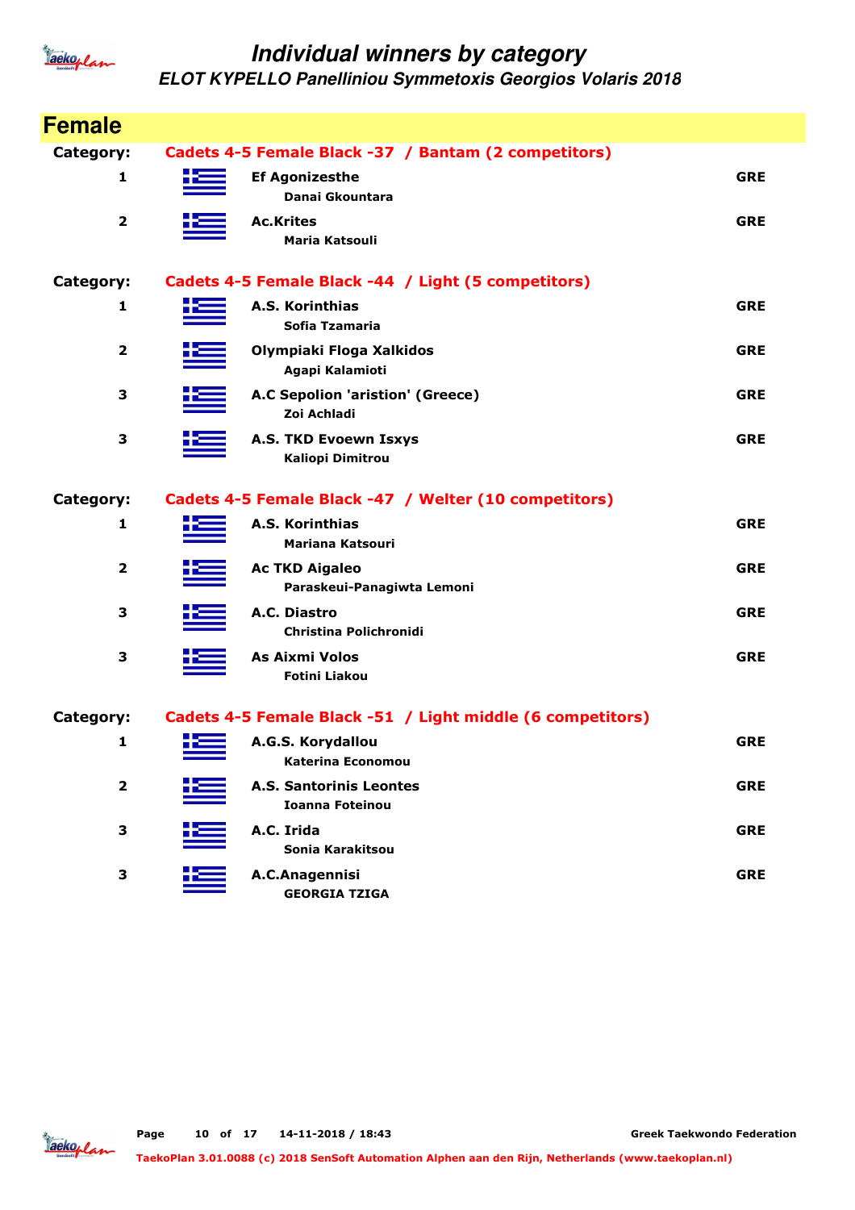# Individual winners by category

## ELOT KYPELLO Panelliniou Symmetoxis Georgios Volaris 2018

## Female

**Category:** Cadets 4-5 Female Black -37 / Bantam (2 competitors)

| Place | Club / Name | Country |
|---|---|---|
| 1 | **Ef Agonizesthe**<br>Danai Gkountara | GRE |
| 2 | **Ac.Krites**<br>Maria Katsouli | GRE |

**Category:** Cadets 4-5 Female Black -44 / Light (5 competitors)

| Place | Club / Name | Country |
|---|---|---|
| 1 | **A.S. Korinthias**<br>Sofia Tzamaria | GRE |
| 2 | **Olympiaki Floga Xalkidos**<br>Agapi Kalamioti | GRE |
| 3 | **A.C Sepolion 'aristion' (Greece)**<br>Zoi Achladi | GRE |
| 3 | **A.S. TKD Evoewn Isxys**<br>Kaliopi Dimitrou | GRE |

**Category:** Cadets 4-5 Female Black -47 / Welter (10 competitors)

| Place | Club / Name | Country |
|---|---|---|
| 1 | **A.S. Korinthias**<br>Mariana Katsouri | GRE |
| 2 | **Ac TKD Aigaleo**<br>Paraskeui-Panagiwta Lemoni | GRE |
| 3 | **A.C. Diastro**<br>Christina Polichronidi | GRE |
| 3 | **As Aixmi Volos**<br>Fotini Liakou | GRE |

**Category:** Cadets 4-5 Female Black -51 / Light middle (6 competitors)

| Place | Club / Name | Country |
|---|---|---|
| 1 | **A.G.S. Korydallou**<br>Katerina Economou | GRE |
| 2 | **A.S. Santorinis Leontes**<br>Ioanna Foteinou | GRE |
| 3 | **A.C. Irida**<br>Sonia Karakitsou | GRE |
| 3 | **A.C.Anagennisi**<br>GEORGIA TZIGA | GRE |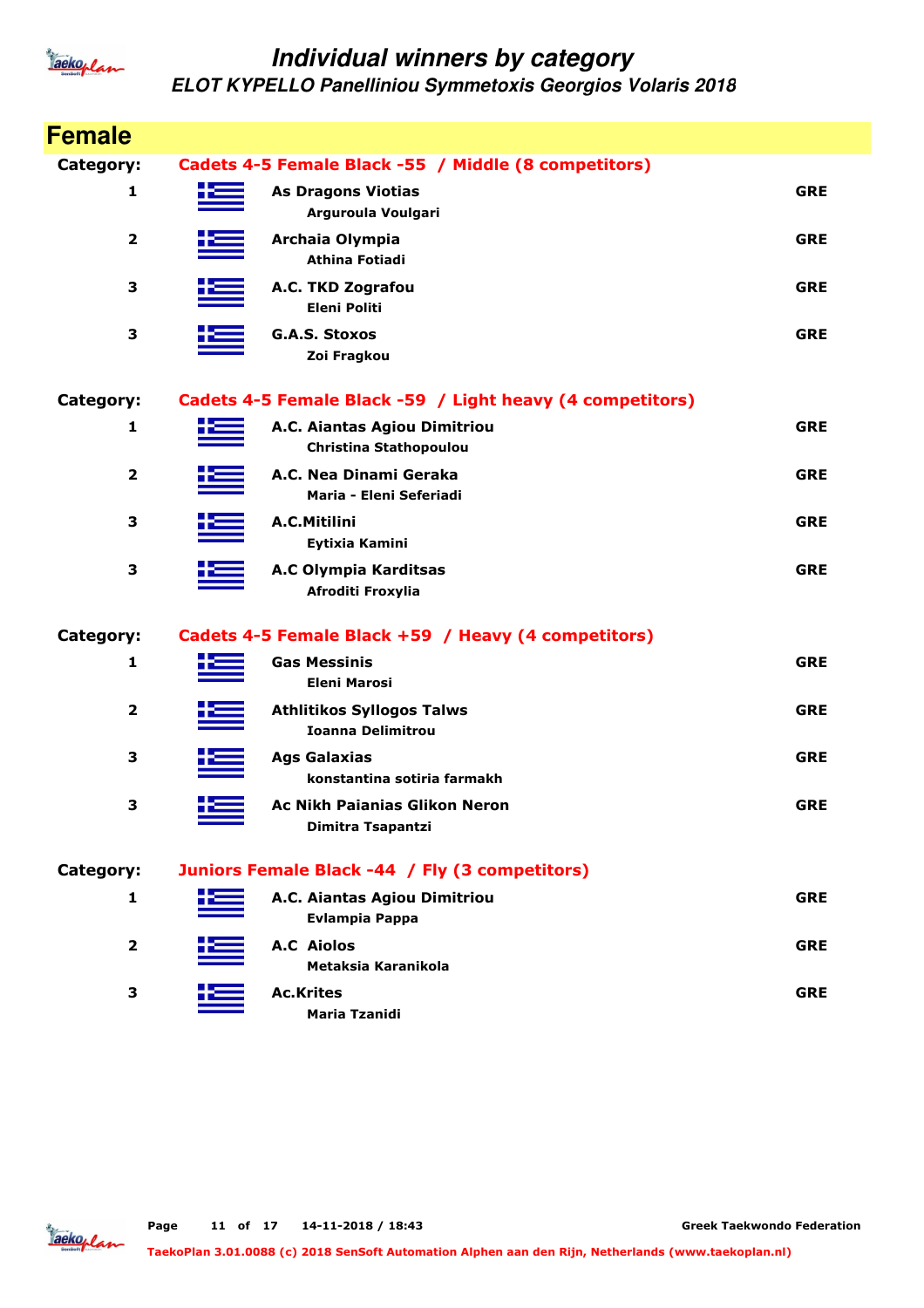# Individual winners by category

## ELOT KYPELLO Panelliniou Symmetoxis Georgios Volaris 2018

## Female

**Category:** Cadets 4-5 Female Black -55 / Middle (8 competitors)

| Place | Club / Name | Country |
|---|---|---|
| 1 | **As Dragons Viotias**<br>Arguroula Voulgari | GRE |
| 2 | **Archaia Olympia**<br>Athina Fotiadi | GRE |
| 3 | **A.C. TKD Zografou**<br>Eleni Politi | GRE |
| 3 | **G.A.S. Stoxos**<br>Zoi Fragkou | GRE |

**Category:** Cadets 4-5 Female Black -59 / Light heavy (4 competitors)

| Place | Club / Name | Country |
|---|---|---|
| 1 | **A.C. Aiantas Agiou Dimitriou**<br>Christina Stathopoulou | GRE |
| 2 | **A.C. Nea Dinami Geraka**<br>Maria - Eleni Seferiadi | GRE |
| 3 | **A.C.Mitilini**<br>Eytixia Kamini | GRE |
| 3 | **A.C Olympia Karditsas**<br>Afroditi Froxylia | GRE |

**Category:** Cadets 4-5 Female Black +59 / Heavy (4 competitors)

| Place | Club / Name | Country |
|---|---|---|
| 1 | **Gas Messinis**<br>Eleni Marosi | GRE |
| 2 | **Athlitikos Syllogos Talws**<br>Ioanna Delimitrou | GRE |
| 3 | **Ags Galaxias**<br>konstantina sotiria farmakh | GRE |
| 3 | **Ac Nikh Paiainias Glikon Neron**<br>Dimitra Tsapantzi | GRE |

**Category:** Juniors Female Black -44 / Fly (3 competitors)

| Place | Club / Name | Country |
|---|---|---|
| 1 | **A.C. Aiantas Agiou Dimitriou**<br>Evlampia Pappa | GRE |
| 2 | **A.C Aiolos**<br>Metaksia Karanikola | GRE |
| 3 | **Ac.Krites**<br>Maria Tzanidi | GRE |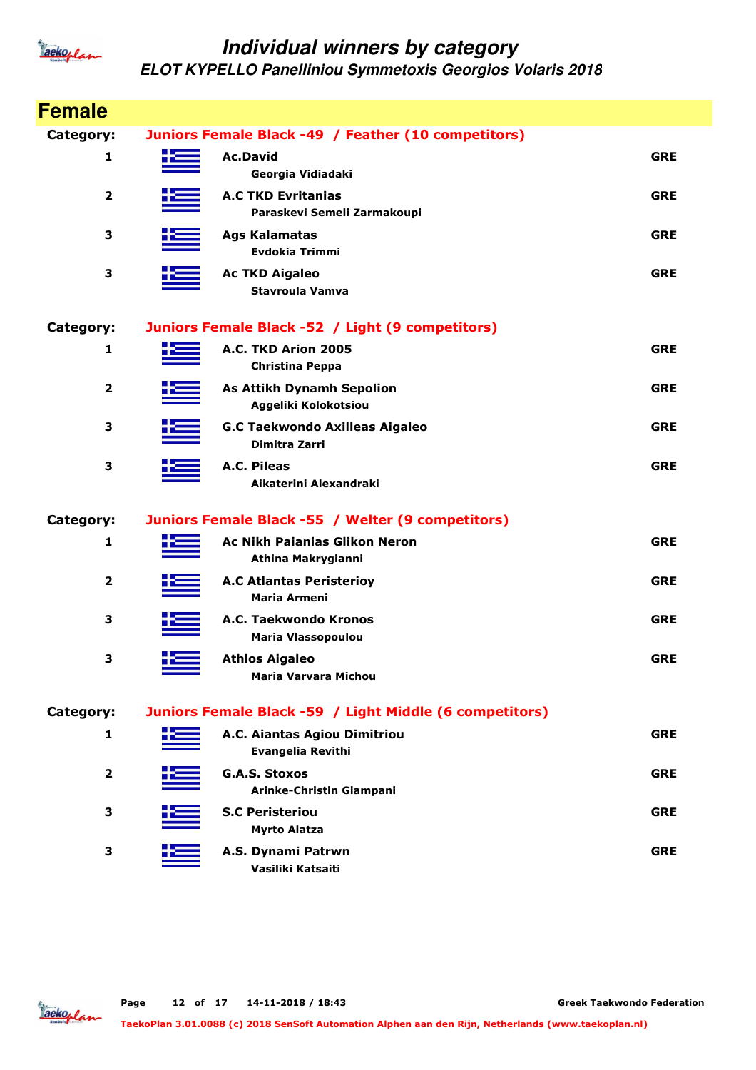# Individual winners by category

## ELOT KYPELLO Panelliniou Symmetoxis Georgios Volaris 2018

## Female

**Category:** Juniors Female Black -49 / Feather (10 competitors)

| Place | Club / Name | Country |
|---|---|---|
| 1 | **Ac.David**<br>Georgia Vidiadaki | GRE |
| 2 | **A.C TKD Evritanias**<br>Paraskevi Semeli Zarmakoupi | GRE |
| 3 | **Ags Kalamatas**<br>Evdokia Trimmi | GRE |
| 3 | **Ac TKD Aigaleo**<br>Stavroula Vamva | GRE |

**Category:** Juniors Female Black -52 / Light (9 competitors)

| Place | Club / Name | Country |
|---|---|---|
| 1 | **A.C. TKD Arion 2005**<br>Christina Peppa | GRE |
| 2 | **As Attikh Dynamh Sepolion**<br>Aggeliki Kolokotsiou | GRE |
| 3 | **G.C Taekwondo Axilleas Aigaleo**<br>Dimitra Zarri | GRE |
| 3 | **A.C. Pileas**<br>Aikaterini Alexandraki | GRE |

**Category:** Juniors Female Black -55 / Welter (9 competitors)

| Place | Club / Name | Country |
|---|---|---|
| 1 | **Ac Nikh Paianias Glikon Neron**<br>Athina Makrygianni | GRE |
| 2 | **A.C Atlantas Peristerioy**<br>Maria Armeni | GRE |
| 3 | **A.C. Taekwondo Kronos**<br>Maria Vlassopoulou | GRE |
| 3 | **Athlos Aigaleo**<br>Maria Varvara Michou | GRE |

**Category:** Juniors Female Black -59 / Light Middle (6 competitors)

| Place | Club / Name | Country |
|---|---|---|
| 1 | **A.C. Aiantas Agiou Dimitriou**<br>Evangelia Revithi | GRE |
| 2 | **G.A.S. Stoxos**<br>Arinke-Christin Giampani | GRE |
| 3 | **S.C Peristeriou**<br>Myrto Alatza | GRE |
| 3 | **A.S. Dynami Patrwn**<br>Vasiliki Katsaiti | GRE |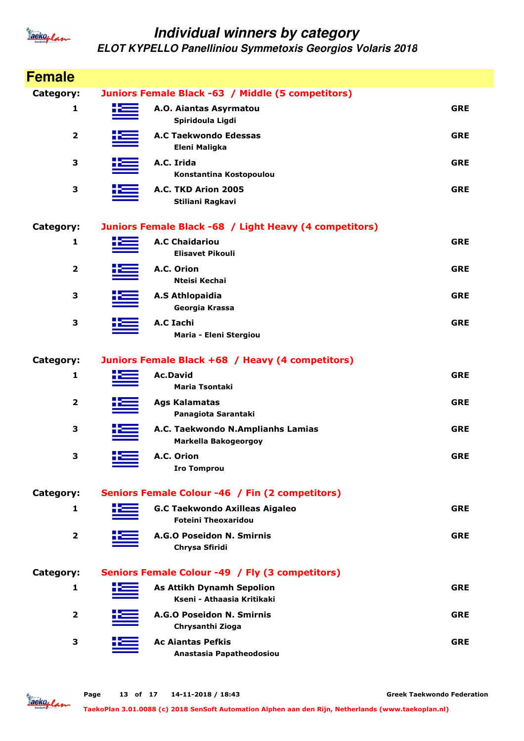# Individual winners by category

## ELOT KYPELLO Panelliniou Symmetoxis Georgios Volaris 2018

## Female

**Category: Juniors Female Black -63 / Middle (5 competitors)**

| Place | Club / Name | Country |
|---|---|---|
| 1 | **A.O. Aiantas Asyrmatou**<br>Spiridoula Ligdi | GRE |
| 2 | **A.C Taekwondo Edessas**<br>Eleni Maligka | GRE |
| 3 | **A.C. Irida**<br>Konstantina Kostopoulou | GRE |
| 3 | **A.C. TKD Arion 2005**<br>Stiliani Ragkavi | GRE |

**Category: Juniors Female Black -68 / Light Heavy (4 competitors)**

| Place | Club / Name | Country |
|---|---|---|
| 1 | **A.C Chaidariou**<br>Elisavet Pikouli | GRE |
| 2 | **A.C. Orion**<br>Nteisi Kechai | GRE |
| 3 | **A.S Athlopaidia**<br>Georgia Krassa | GRE |
| 3 | **A.C Iachi**<br>Maria - Eleni Stergiou | GRE |

**Category: Juniors Female Black +68 / Heavy (4 competitors)**

| Place | Club / Name | Country |
|---|---|---|
| 1 | **Ac.David**<br>Maria Tsontaki | GRE |
| 2 | **Ags Kalamatas**<br>Panagiota Sarantaki | GRE |
| 3 | **A.C. Taekwondo N.Amplianhs Lamias**<br>Markella Bakogeorgoy | GRE |
| 3 | **A.C. Orion**<br>Iro Tomprou | GRE |

**Category: Seniors Female Colour -46 / Fin (2 competitors)**

| Place | Club / Name | Country |
|---|---|---|
| 1 | **G.C Taekwondo Axilleas Aigaleo**<br>Foteini Theoxaridou | GRE |
| 2 | **A.G.O Poseidon N. Smirnis**<br>Chrysa Sfiridi | GRE |

**Category: Seniors Female Colour -49 / Fly (3 competitors)**

| Place | Club / Name | Country |
|---|---|---|
| 1 | **As Attikh Dynamh Sepolion**<br>Kseni - Athaasia Kritikaki | GRE |
| 2 | **A.G.O Poseidon N. Smirnis**<br>Chrysanthi Zioga | GRE |
| 3 | **Ac Aiantas Pefkis**<br>Anastasia Papatheodosiou | GRE |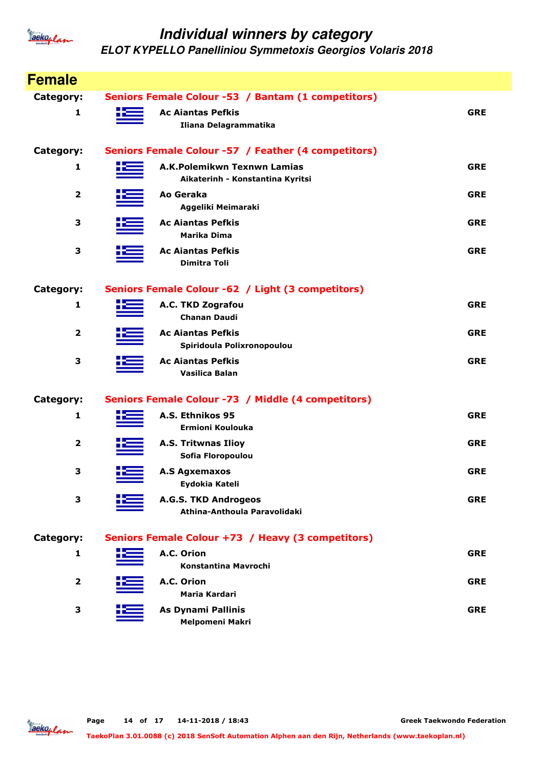# Individual winners by category

## ELOT KYPELLO Panelliniou Symmetoxis Georgios Volaris 2018

## Female

**Category:** Seniors Female Colour -53 / Bantam (1 competitors)

| Place | Club / Name | Country |
|---|---|---|
| 1 | **Ac Aiantas Pefkis**<br>Iliana Delagrammatika | GRE |

**Category:** Seniors Female Colour -57 / Feather (4 competitors)

| Place | Club / Name | Country |
|---|---|---|
| 1 | **A.K.Polemikwn Texnwn Lamias**<br>Aikaterinh - Konstantina Kyritsi | GRE |
| 2 | **Ao Geraka**<br>Aggeliki Meimaraki | GRE |
| 3 | **Ac Aiantas Pefkis**<br>Marika Dima | GRE |
| 3 | **Ac Aiantas Pefkis**<br>Dimitra Toli | GRE |

**Category:** Seniors Female Colour -62 / Light (3 competitors)

| Place | Club / Name | Country |
|---|---|---|
| 1 | **A.C. TKD Zografou**<br>Chanan Daudi | GRE |
| 2 | **Ac Aiantas Pefkis**<br>Spiridoula Polixronopoulou | GRE |
| 3 | **Ac Aiantas Pefkis**<br>Vasilica Balan | GRE |

**Category:** Seniors Female Colour -73 / Middle (4 competitors)

| Place | Club / Name | Country |
|---|---|---|
| 1 | **A.S. Ethnikos 95**<br>Ermioni Koulouka | GRE |
| 2 | **A.S. Tritwnas Ilioy**<br>Sofia Floropoulou | GRE |
| 3 | **A.S Agxemaxos**<br>Eydokia Kateli | GRE |
| 3 | **A.G.S. TKD Androgeos**<br>Athina-Anthoula Paravolidaki | GRE |

**Category:** Seniors Female Colour +73 / Heavy (3 competitors)

| Place | Club / Name | Country |
|---|---|---|
| 1 | **A.C. Orion**<br>Konstantina Mavrochi | GRE |
| 2 | **A.C. Orion**<br>Maria Kardari | GRE |
| 3 | **As Dynami Pallinis**<br>Melpomeni Makri | GRE |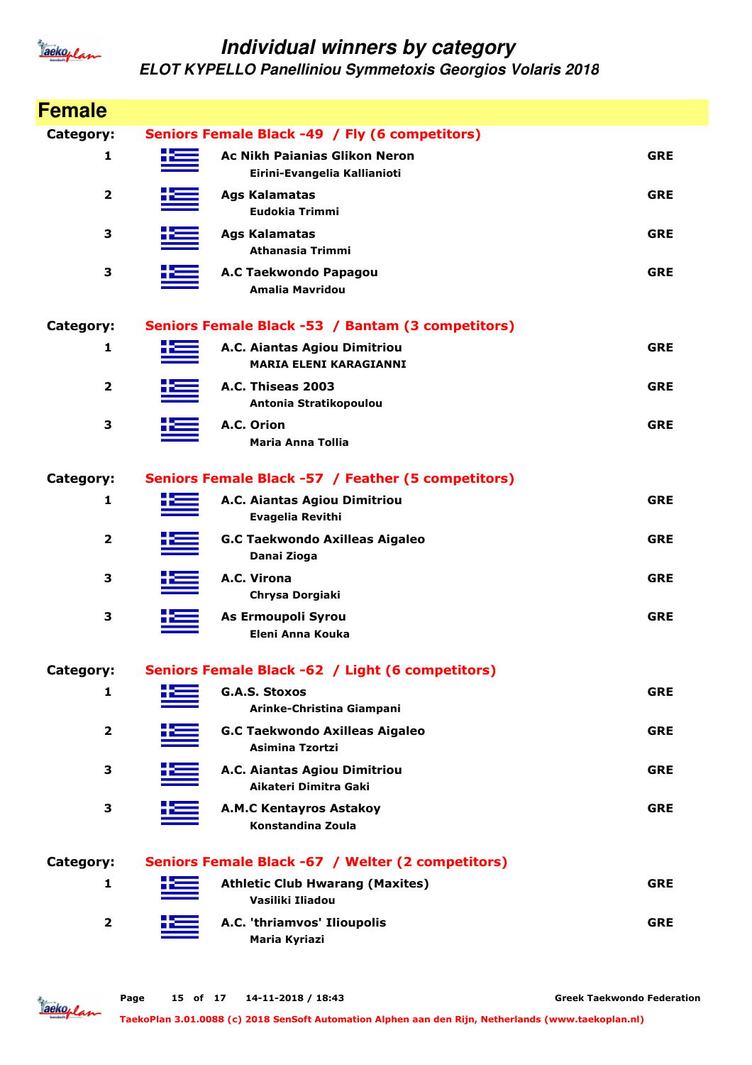# Individual winners by category

## ELOT KYPELLO Panelliniou Symmetoxis Georgios Volaris 2018

## Female

**Category: Seniors Female Black -49 / Fly (6 competitors)**

| Place | Club / Name | Country |
|---|---|---|
| 1 | **Ac Nikh Paianias Glikon Neron**<br>Eirini-Evangelia Kallianioti | GRE |
| 2 | **Ags Kalamatas**<br>Eudokia Trimmi | GRE |
| 3 | **Ags Kalamatas**<br>Athanasia Trimmi | GRE |
| 3 | **A.C Taekwondo Papagou**<br>Amalia Mavridou | GRE |

**Category: Seniors Female Black -53 / Bantam (3 competitors)**

| Place | Club / Name | Country |
|---|---|---|
| 1 | **A.C. Aiantas Agiou Dimitriou**<br>MARIA ELENI KARAGIANNI | GRE |
| 2 | **A.C. Thiseas 2003**<br>Antonia Stratikopoulou | GRE |
| 3 | **A.C. Orion**<br>Maria Anna Tollia | GRE |

**Category: Seniors Female Black -57 / Feather (5 competitors)**

| Place | Club / Name | Country |
|---|---|---|
| 1 | **A.C. Aiantas Agiou Dimitriou**<br>Evagelia Revithi | GRE |
| 2 | **G.C Taekwondo Axilleas Aigaleo**<br>Danai Zioga | GRE |
| 3 | **A.C. Virona**<br>Chrysa Dorgiaki | GRE |
| 3 | **As Ermoupoli Syrou**<br>Eleni Anna Kouka | GRE |

**Category: Seniors Female Black -62 / Light (6 competitors)**

| Place | Club / Name | Country |
|---|---|---|
| 1 | **G.A.S. Stoxos**<br>Arinke-Christina Giampani | GRE |
| 2 | **G.C Taekwondo Axilleas Aigaleo**<br>Asimina Tzortzi | GRE |
| 3 | **A.C. Aiantas Agiou Dimitriou**<br>Aikateri Dimitra Gaki | GRE |
| 3 | **A.M.C Kentayros Astakoy**<br>Konstandina Zoula | GRE |

**Category: Seniors Female Black -67 / Welter (2 competitors)**

| Place | Club / Name | Country |
|---|---|---|
| 1 | **Athletic Club Hwarang (Maxites)**<br>Vasiliki Iliadou | GRE |
| 2 | **A.C. 'thriamvos' Ilioupolis**<br>Maria Kyriazi | GRE |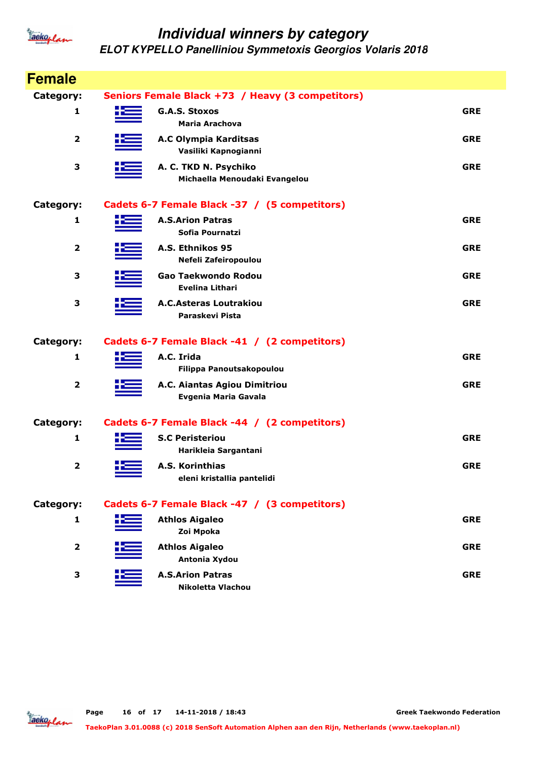# Individual winners by category

## ELOT KYPELLO Panelliniou Symmetoxis Georgios Volaris 2018

## Female

**Category:** Seniors Female Black +73 / Heavy (3 competitors)

| Place | Club / Name | Country |
|---|---|---|
| 1 | **G.A.S. Stoxos**<br>Maria Arachova | GRE |
| 2 | **A.C Olympia Karditsas**<br>Vasiliki Kapnogianni | GRE |
| 3 | **A. C. TKD N. Psychiko**<br>Michaella Menoudaki Evangelou | GRE |

**Category:** Cadets 6-7 Female Black -37 / (5 competitors)

| Place | Club / Name | Country |
|---|---|---|
| 1 | **A.S.Arion Patras**<br>Sofia Pournatzi | GRE |
| 2 | **A.S. Ethnikos 95**<br>Nefeli Zafeiropoulou | GRE |
| 3 | **Gao Taekwondo Rodou**<br>Evelina Lithari | GRE |
| 3 | **A.C.Asteras Loutrakiou**<br>Paraskevi Pista | GRE |

**Category:** Cadets 6-7 Female Black -41 / (2 competitors)

| Place | Club / Name | Country |
|---|---|---|
| 1 | **A.C. Irida**<br>Filippa Panoutsakopoulou | GRE |
| 2 | **A.C. Aiantas Agiou Dimitriou**<br>Evgenia Maria Gavala | GRE |

**Category:** Cadets 6-7 Female Black -44 / (2 competitors)

| Place | Club / Name | Country |
|---|---|---|
| 1 | **S.C Peristeriou**<br>Harikleia Sargantani | GRE |
| 2 | **A.S. Korinthias**<br>eleni kristallia pantelidi | GRE |

**Category:** Cadets 6-7 Female Black -47 / (3 competitors)

| Place | Club / Name | Country |
|---|---|---|
| 1 | **Athlos Aigaleo**<br>Zoi Mpoka | GRE |
| 2 | **Athlos Aigaleo**<br>Antonia Xydou | GRE |
| 3 | **A.S.Arion Patras**<br>Nikoletta Vlachou | GRE |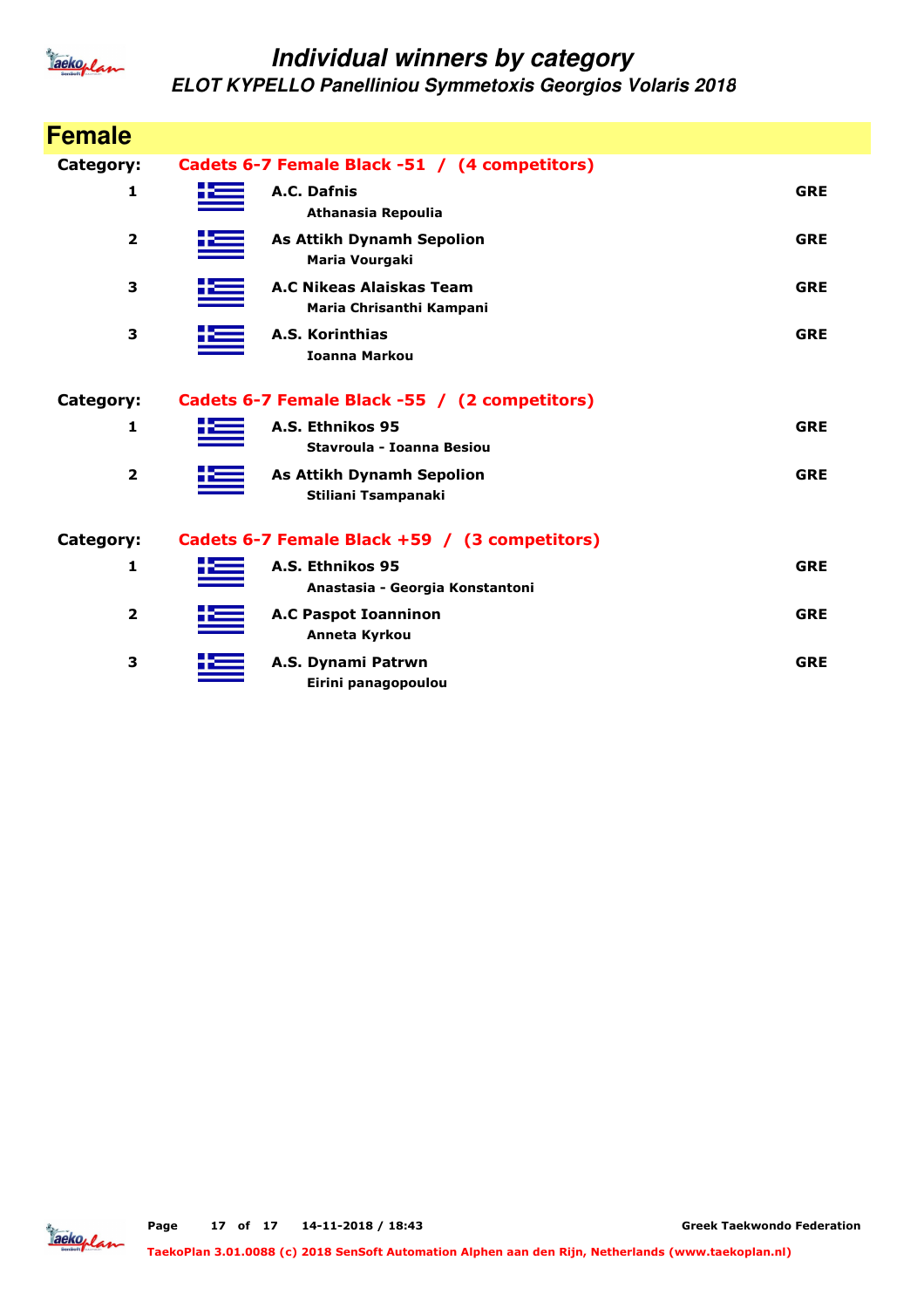# Individual winners by category

## ELOT KYPELLO Panelliniou Symmetoxis Georgios Volaris 2018

## Female

**Category:** Cadets 6-7 Female Black -51 / (4 competitors)

| | | |
|---|---|---|
| 1 | **A.C. Dafnis**<br>Athanasia Repoulia | GRE |
| 2 | **As Attikh Dynamh Sepolion**<br>Maria Vourgaki | GRE |
| 3 | **A.C Nikeas Alaiskas Team**<br>Maria Chrisanthi Kampani | GRE |
| 3 | **A.S. Korinthias**<br>Ioanna Markou | GRE |

**Category:** Cadets 6-7 Female Black -55 / (2 competitors)

| | | |
|---|---|---|
| 1 | **A.S. Ethnikos 95**<br>Stavroula - Ioanna Besiou | GRE |
| 2 | **As Attikh Dynamh Sepolion**<br>Stiliani Tsampanaki | GRE |

**Category:** Cadets 6-7 Female Black +59 / (3 competitors)

| | | |
|---|---|---|
| 1 | **A.S. Ethnikos 95**<br>Anastasia - Georgia Konstantoni | GRE |
| 2 | **A.C Paspot Ioanninon**<br>Anneta Kyrkou | GRE |
| 3 | **A.S. Dynami Patrwn**<br>Eirini panagopoulou | GRE |